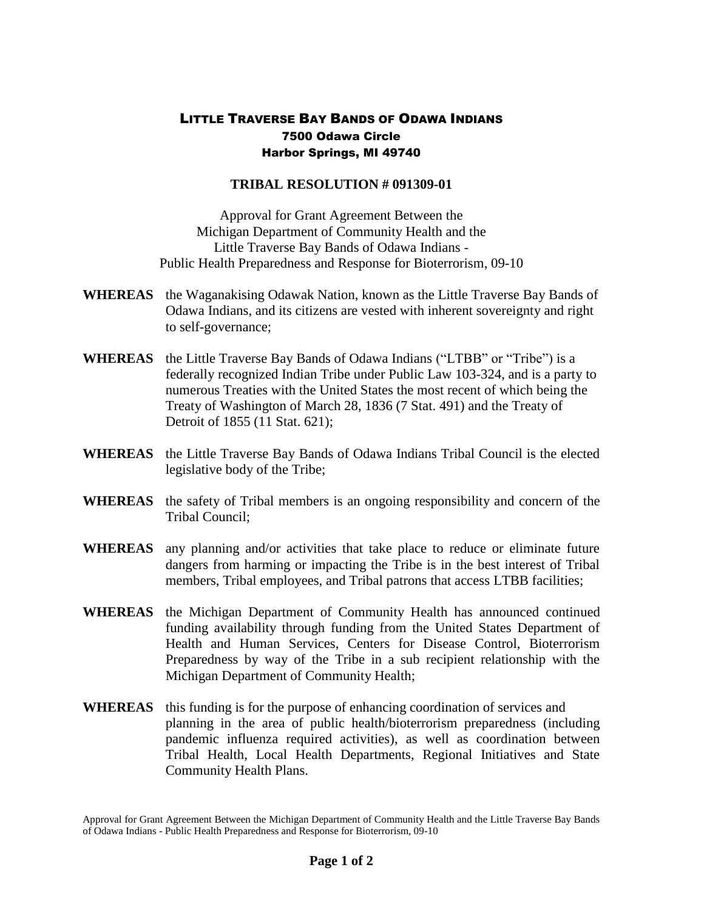# LITTLE TRAVERSE BAY BANDS OF ODAWA INDIANS

7500 Odawa Circle
Harbor Springs, MI 49740

## TRIBAL RESOLUTION # 091309-01

Approval for Grant Agreement Between the
Michigan Department of Community Health and the
Little Traverse Bay Bands of Odawa Indians -
Public Health Preparedness and Response for Bioterrorism, 09-10

**WHEREAS** the Waganakising Odawak Nation, known as the Little Traverse Bay Bands of Odawa Indians, and its citizens are vested with inherent sovereignty and right to self-governance;

**WHEREAS** the Little Traverse Bay Bands of Odawa Indians ("LTBB" or "Tribe") is a federally recognized Indian Tribe under Public Law 103-324, and is a party to numerous Treaties with the United States the most recent of which being the Treaty of Washington of March 28, 1836 (7 Stat. 491) and the Treaty of Detroit of 1855 (11 Stat. 621);

**WHEREAS** the Little Traverse Bay Bands of Odawa Indians Tribal Council is the elected legislative body of the Tribe;

**WHEREAS** the safety of Tribal members is an ongoing responsibility and concern of the Tribal Council;

**WHEREAS** any planning and/or activities that take place to reduce or eliminate future dangers from harming or impacting the Tribe is in the best interest of Tribal members, Tribal employees, and Tribal patrons that access LTBB facilities;

**WHEREAS** the Michigan Department of Community Health has announced continued funding availability through funding from the United States Department of Health and Human Services, Centers for Disease Control, Bioterrorism Preparedness by way of the Tribe in a sub recipient relationship with the Michigan Department of Community Health;

**WHEREAS** this funding is for the purpose of enhancing coordination of services and planning in the area of public health/bioterrorism preparedness (including pandemic influenza required activities), as well as coordination between Tribal Health, Local Health Departments, Regional Initiatives and State Community Health Plans.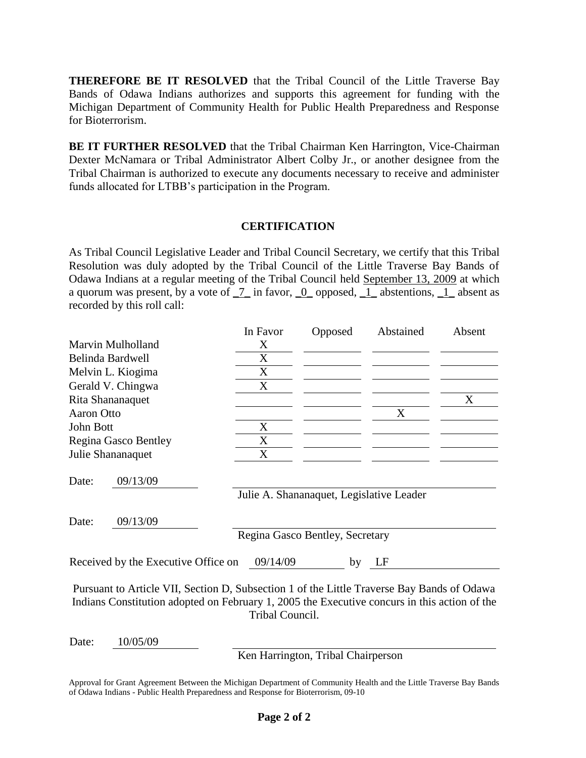**THEREFORE BE IT RESOLVED** that the Tribal Council of the Little Traverse Bay Bands of Odawa Indians authorizes and supports this agreement for funding with the Michigan Department of Community Health for Public Health Preparedness and Response for Bioterrorism.

**BE IT FURTHER RESOLVED** that the Tribal Chairman Ken Harrington, Vice-Chairman Dexter McNamara or Tribal Administrator Albert Colby Jr., or another designee from the Tribal Chairman is authorized to execute any documents necessary to receive and administer funds allocated for LTBB's participation in the Program.

## CERTIFICATION

As Tribal Council Legislative Leader and Tribal Council Secretary, we certify that this Tribal Resolution was duly adopted by the Tribal Council of the Little Traverse Bay Bands of Odawa Indians at a regular meeting of the Tribal Council held September 13, 2009 at which a quorum was present, by a vote of _7_ in favor, _0_ opposed, _1_ abstentions, _1_ absent as recorded by this roll call:

| | In Favor | Opposed | Abstained | Absent |
|---|---|---|---|---|
| Marvin Mulholland | X | | | |
| Belinda Bardwell | X | | | |
| Melvin L. Kiogima | X | | | |
| Gerald V. Chingwa | X | | | |
| Rita Shananaquet | | | | X |
| Aaron Otto | | | X | |
| John Bott | X | | | |
| Regina Gasco Bentley | X | | | |
| Julie Shananaquet | X | | | |

Date: 09/13/09

Julie A. Shananaquet, Legislative Leader

Date: 09/13/09

Regina Gasco Bentley, Secretary

Received by the Executive Office on 09/14/09 by LF

Pursuant to Article VII, Section D, Subsection 1 of the Little Traverse Bay Bands of Odawa Indians Constitution adopted on February 1, 2005 the Executive concurs in this action of the Tribal Council.

Date: 10/05/09

Ken Harrington, Tribal Chairperson

Approval for Grant Agreement Between the Michigan Department of Community Health and the Little Traverse Bay Bands of Odawa Indians - Public Health Preparedness and Response for Bioterrorism, 09-10